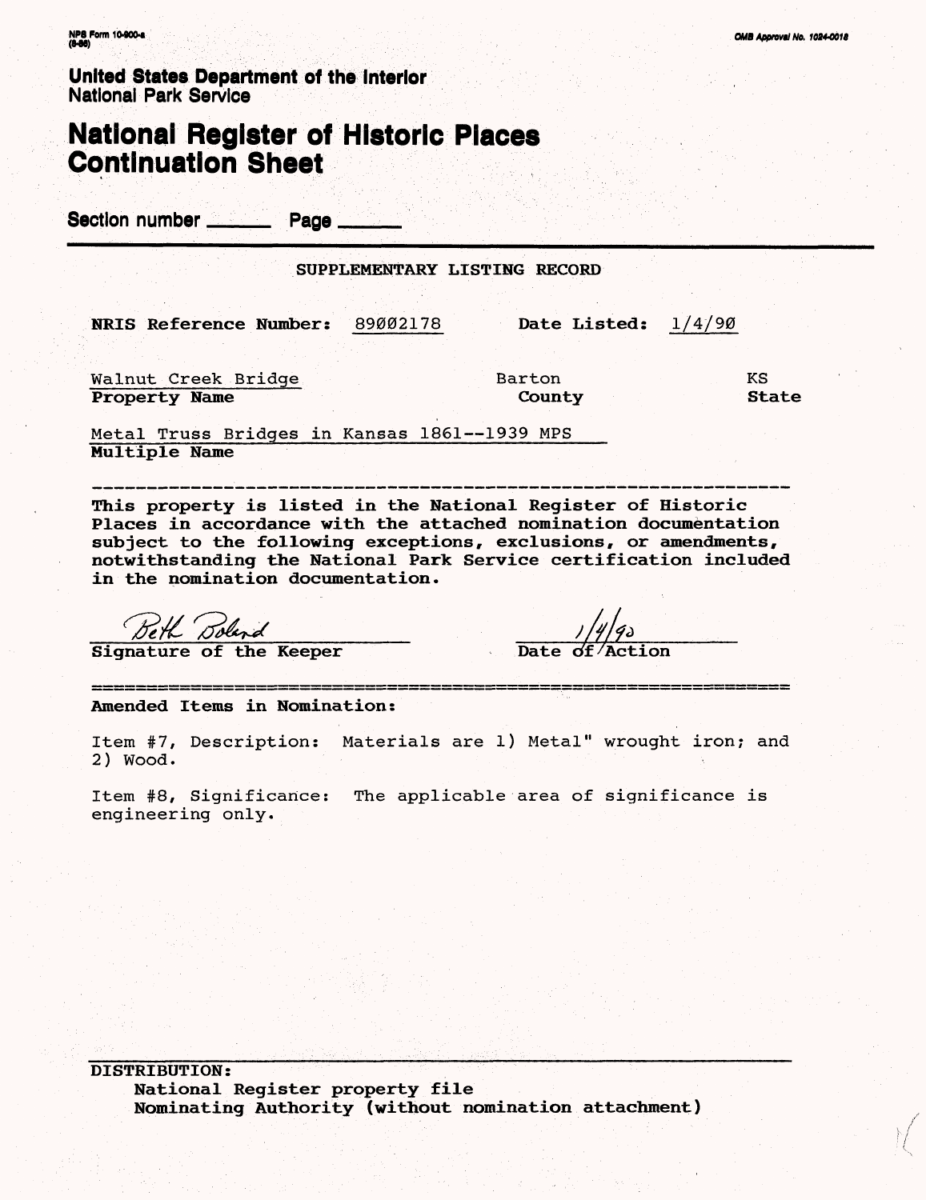NPS Form 10-900-a
(8-86)

OMB Approval No. 1024-0018

**United States Department of the Interior**
**National Park Service**

# National Register of Historic Places Continuation Sheet

**Section number** ______ **Page** ______

SUPPLEMENTARY LISTING RECORD

**NRIS Reference Number:** 89002178 **Date Listed:** 1/4/90

| Walnut Creek Bridge | Barton | KS |
|---|---|---|
| **Property Name** | **County** | **State** |

Metal Truss Bridges in Kansas 1861--1939 MPS
**Multiple Name**

---

**This property is listed in the National Register of Historic Places in accordance with the attached nomination documentation subject to the following exceptions, exclusions, or amendments, notwithstanding the National Park Service certification included in the nomination documentation.**

Beth Boland
**Signature of the Keeper**

1/4/90
**Date of Action**

---

**Amended Items in Nomination:**

Item #7, Description: Materials are 1) Metal" wrought iron; and 2) Wood.

Item #8, Significance: The applicable area of significance is engineering only.

---

**DISTRIBUTION:**
**National Register property file**
**Nominating Authority (without nomination attachment)**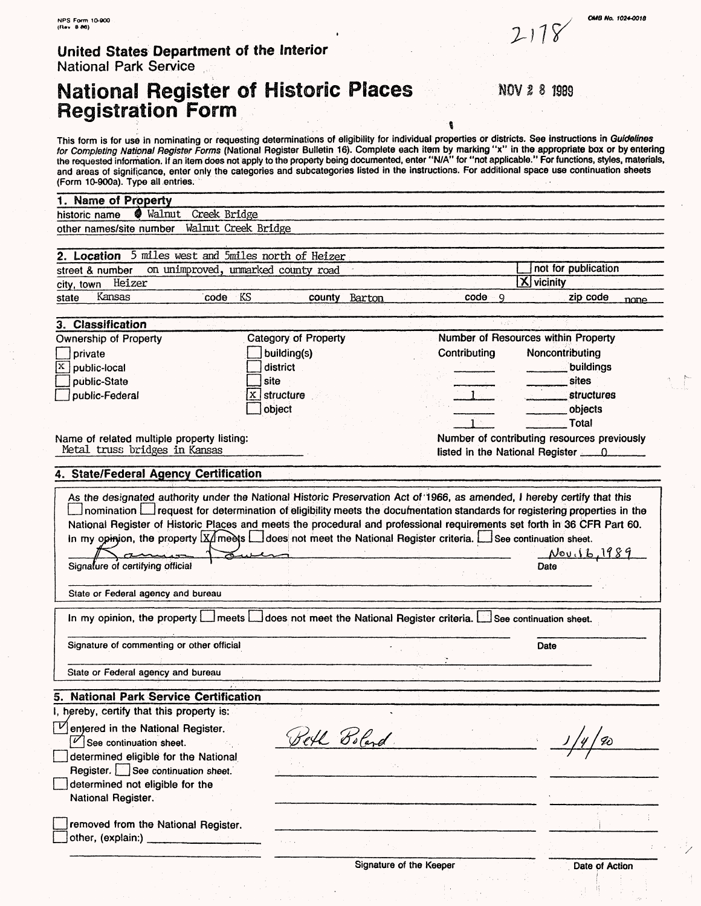NPS Form 10-900 (Rev. 8-86)

2178

OMB No. 1024-0018

**United States Department of the Interior**
National Park Service

# National Register of Historic Places Registration Form

NOV 28 1989

This form is for use in nominating or requesting determinations of eligibility for individual properties or districts. See instructions in *Guidelines for Completing National Register Forms* (National Register Bulletin 16). Complete each item by marking "x" in the appropriate box or by entering the requested information. If an item does not apply to the property being documented, enter "N/A" for "not applicable." For functions, styles, materials, and areas of significance, enter only the categories and subcategories listed in the instructions. For additional space use continuation sheets (Form 10-900a). Type all entries.

## 1. Name of Property

historic name Walnut Creek Bridge
other names/site number Walnut Creek Bridge

## 2. Location 5 miles west and 5miles north of Heizer

street & number on unimproved, unmarked county road — [ ] not for publication
city, town Heizer — [X] vicinity
state Kansas code KS county Barton code 9 zip code none

## 3. Classification

| Ownership of Property | Category of Property | Number of Resources within Property | | |
|---|---|---|---|---|
| | | Contributing | Noncontributing | |
| [ ] private | [ ] building(s) | | | buildings |
| [X] public-local | [ ] district | | | sites |
| [ ] public-State | [ ] site | 1 | | structures |
| [ ] public-Federal | [X] structure | | | objects |
| | [ ] object | 1 | | Total |

Name of related multiple property listing:
Metal truss bridges in Kansas

Number of contributing resources previously listed in the National Register 0

## 4. State/Federal Agency Certification

As the designated authority under the National Historic Preservation Act of 1966, as amended, I hereby certify that this [ ] nomination [ ] request for determination of eligibility meets the documentation standards for registering properties in the National Register of Historic Places and meets the procedural and professional requirements set forth in 36 CFR Part 60. In my opinion, the property [X] meets [ ] does not meet the National Register criteria. [ ] See continuation sheet.

Ramon Powers — Nov. 16, 1989
Signature of certifying official — Date

State or Federal agency and bureau

In my opinion, the property [ ] meets [ ] does not meet the National Register criteria. [ ] See continuation sheet.

Signature of commenting or other official — Date

State or Federal agency and bureau

## 5. National Park Service Certification

I, hereby, certify that this property is:

- [✓] entered in the National Register. [✓] See continuation sheet. — Beth Boland — 1/4/90
- [ ] determined eligible for the National Register. [ ] See continuation sheet.
- [ ] determined not eligible for the National Register.
- [ ] removed from the National Register.
- [ ] other, (explain:)

Signature of the Keeper — Date of Action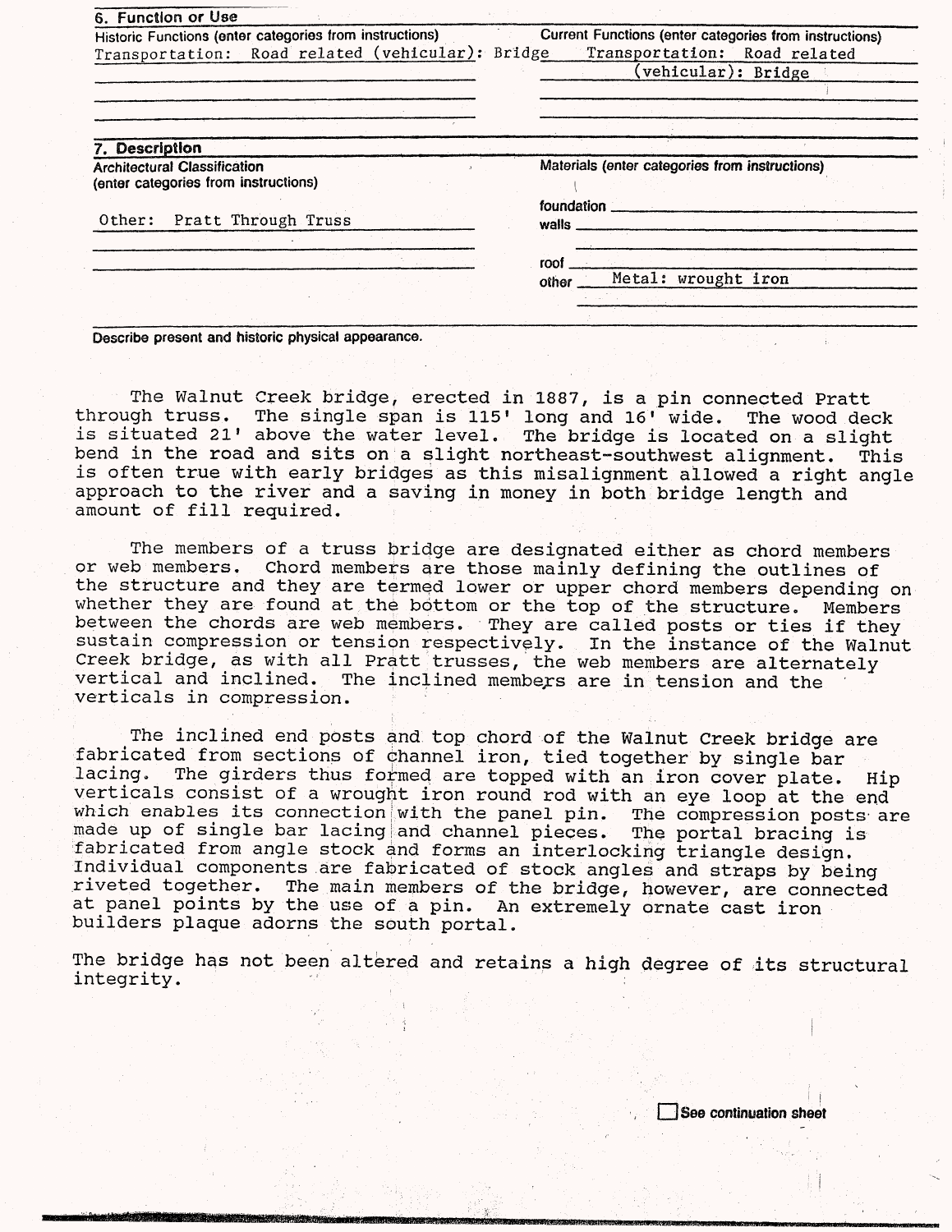## 6. Function or Use

| Historic Functions (enter categories from instructions) | Current Functions (enter categories from instructions) |
|---|---|
| Transportation: Road related (vehicular): Bridge | Transportation: Road related (vehicular): Bridge |

## 7. Description

| Architectural Classification (enter categories from instructions) | Materials (enter categories from instructions) |
|---|---|
| Other: Pratt Through Truss | foundation |
| | walls |
| | roof |
| | other Metal: wrought iron |

**Describe present and historic physical appearance.**

The Walnut Creek bridge, erected in 1887, is a pin connected Pratt through truss. The single span is 115' long and 16' wide. The wood deck is situated 21' above the water level. The bridge is located on a slight bend in the road and sits on a slight northeast-southwest alignment. This is often true with early bridges as this misalignment allowed a right angle approach to the river and a saving in money in both bridge length and amount of fill required.

The members of a truss bridge are designated either as chord members or web members. Chord members are those mainly defining the outlines of the structure and they are termed lower or upper chord members depending on whether they are found at the bottom or the top of the structure. Members between the chords are web members. They are called posts or ties if they sustain compression or tension respectively. In the instance of the Walnut Creek bridge, as with all Pratt trusses, the web members are alternately vertical and inclined. The inclined members are in tension and the verticals in compression.

The inclined end posts and top chord of the Walnut Creek bridge are fabricated from sections of channel iron, tied together by single bar lacing. The girders thus formed are topped with an iron cover plate. Hip verticals consist of a wrought iron round rod with an eye loop at the end which enables its connection with the panel pin. The compression posts are made up of single bar lacing and channel pieces. The portal bracing is fabricated from angle stock and forms an interlocking triangle design. Individual components are fabricated of stock angles and straps by being riveted together. The main members of the bridge, however, are connected at panel points by the use of a pin. An extremely ornate cast iron builders plaque adorns the south portal.

The bridge has not been altered and retains a high degree of its structural integrity.

☐ See continuation sheet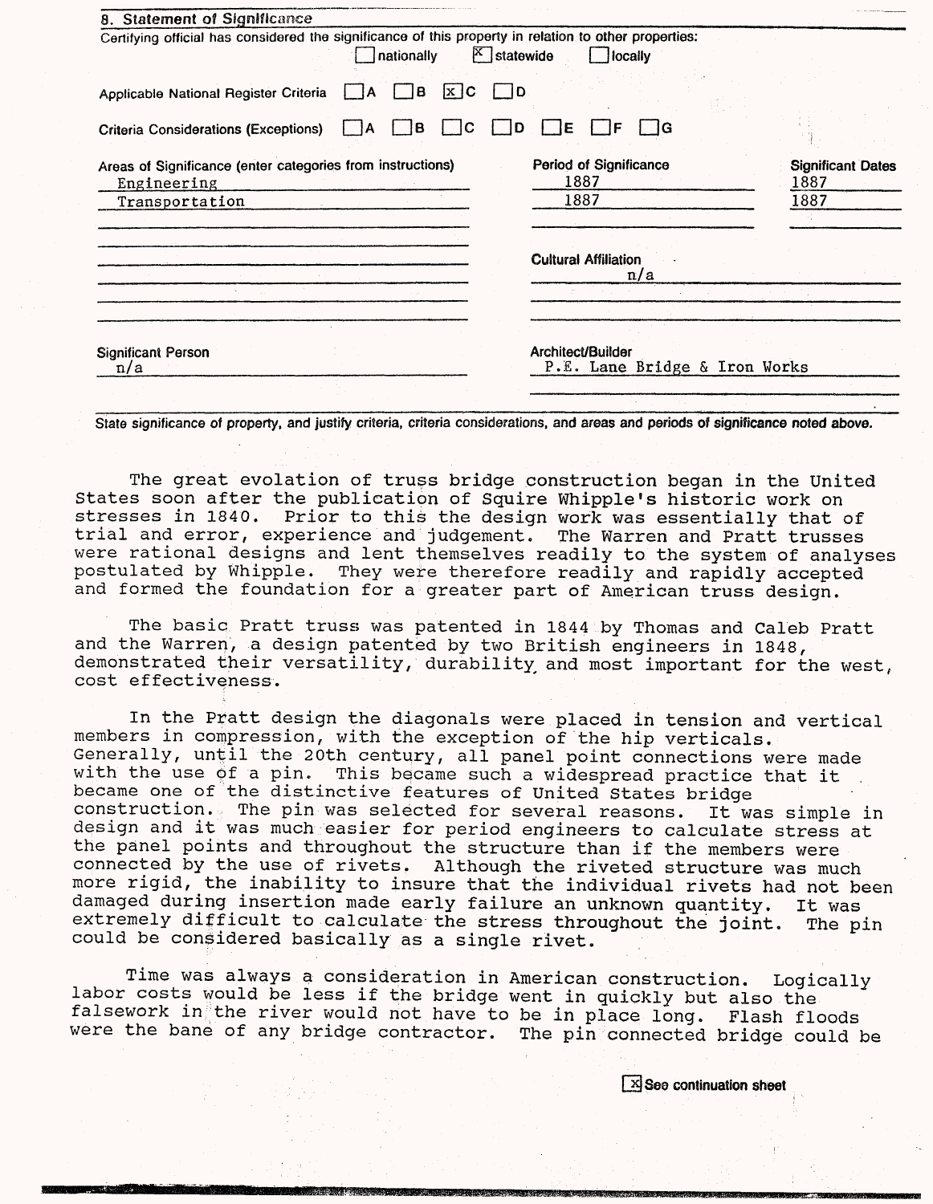## 8. Statement of Significance

Certifying official has considered the significance of this property in relation to other properties:

☐ nationally ☒ statewide ☐ locally

Applicable National Register Criteria ☐ A ☐ B ☒ C ☐ D

Criteria Considerations (Exceptions) ☐ A ☐ B ☐ C ☐ D ☐ E ☐ F ☐ G

| Areas of Significance (enter categories from instructions) | Period of Significance | Significant Dates |
|---|---|---|
| Engineering | 1887 | 1887 |
| Transportation | 1887 | 1887 |

Cultural Affiliation: n/a

Significant Person: n/a

Architect/Builder: P.E. Lane Bridge & Iron Works

State significance of property, and justify criteria, criteria considerations, and areas and periods of significance noted above.

The great evolation of truss bridge construction began in the United States soon after the publication of Squire Whipple's historic work on stresses in 1840. Prior to this the design work was essentially that of trial and error, experience and judgement. The Warren and Pratt trusses were rational designs and lent themselves readily to the system of analyses postulated by Whipple. They were therefore readily and rapidly accepted and formed the foundation for a greater part of American truss design.

The basic Pratt truss was patented in 1844 by Thomas and Caleb Pratt and the Warren, a design patented by two British engineers in 1848, demonstrated their versatility, durability and most important for the west, cost effectiveness.

In the Pratt design the diagonals were placed in tension and vertical members in compression, with the exception of the hip verticals. Generally, until the 20th century, all panel point connections were made with the use of a pin. This became such a widespread practice that it became one of the distinctive features of United States bridge construction. The pin was selected for several reasons. It was simple in design and it was much easier for period engineers to calculate stress at the panel points and throughout the structure than if the members were connected by the use of rivets. Although the riveted structure was much more rigid, the inability to insure that the individual rivets had not been damaged during insertion made early failure an unknown quantity. It was extremely difficult to calculate the stress throughout the joint. The pin could be considered basically as a single rivet.

Time was always a consideration in American construction. Logically labor costs would be less if the bridge went in quickly but also the falsework in the river would not have to be in place long. Flash floods were the bane of any bridge contractor. The pin connected bridge could be

☒ See continuation sheet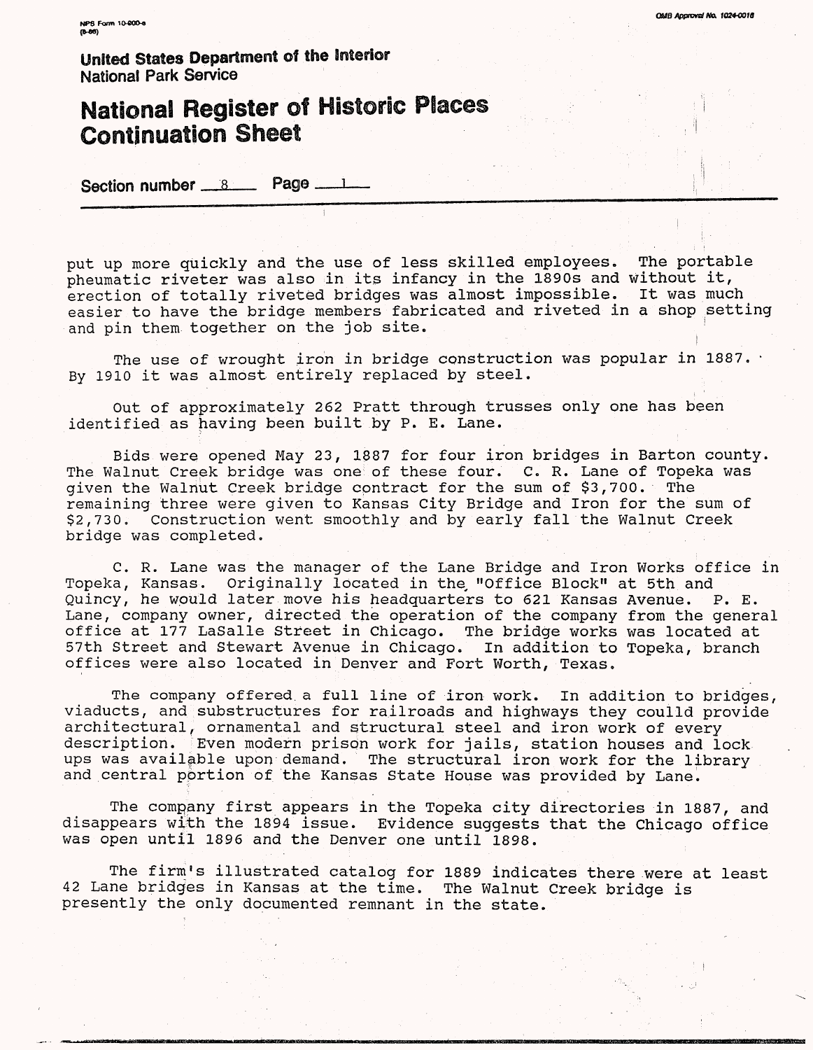**United States Department of the Interior**
National Park Service

# National Register of Historic Places Continuation Sheet

Section number 8 Page 1

put up more quickly and the use of less skilled employees. The portable pheumatic riveter was also in its infancy in the 1890s and without it, erection of totally riveted bridges was almost impossible. It was much easier to have the bridge members fabricated and riveted in a shop setting and pin them together on the job site.

The use of wrought iron in bridge construction was popular in 1887. By 1910 it was almost entirely replaced by steel.

Out of approximately 262 Pratt through trusses only one has been identified as having been built by P. E. Lane.

Bids were opened May 23, 1887 for four iron bridges in Barton county. The Walnut Creek bridge was one of these four. C. R. Lane of Topeka was given the Walnut Creek bridge contract for the sum of $3,700. The remaining three were given to Kansas City Bridge and Iron for the sum of $2,730. Construction went smoothly and by early fall the Walnut Creek bridge was completed.

C. R. Lane was the manager of the Lane Bridge and Iron Works office in Topeka, Kansas. Originally located in the "Office Block" at 5th and Quincy, he would later move his headquarters to 621 Kansas Avenue. P. E. Lane, company owner, directed the operation of the company from the general office at 177 LaSalle Street in Chicago. The bridge works was located at 57th Street and Stewart Avenue in Chicago. In addition to Topeka, branch offices were also located in Denver and Fort Worth, Texas.

The company offered a full line of iron work. In addition to bridges, viaducts, and substructures for railroads and highways they coulld provide architectural, ornamental and structural steel and iron work of every description. Even modern prison work for jails, station houses and lock ups was available upon demand. The structural iron work for the library and central portion of the Kansas State House was provided by Lane.

The company first appears in the Topeka city directories in 1887, and disappears with the 1894 issue. Evidence suggests that the Chicago office was open until 1896 and the Denver one until 1898.

The firm's illustrated catalog for 1889 indicates there were at least 42 Lane bridges in Kansas at the time. The Walnut Creek bridge is presently the only documented remnant in the state.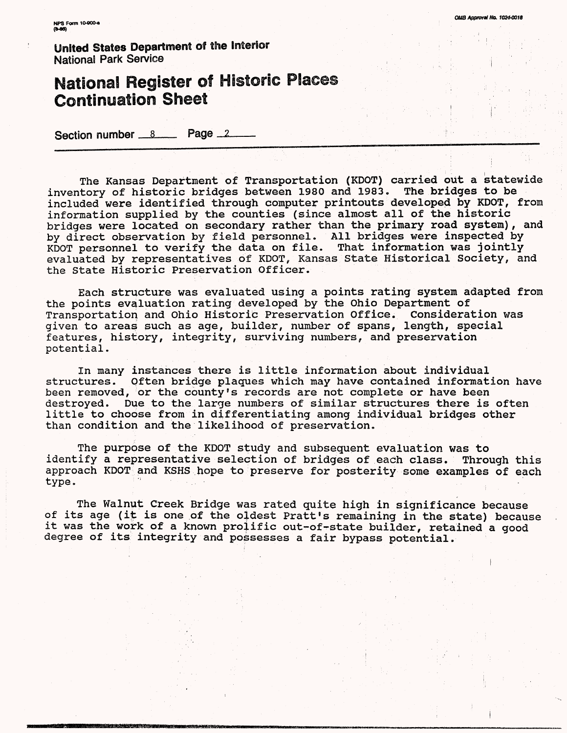**United States Department of the Interior**
National Park Service

# National Register of Historic Places Continuation Sheet

Section number 8 Page 2

The Kansas Department of Transportation (KDOT) carried out a statewide inventory of historic bridges between 1980 and 1983. The bridges to be included were identified through computer printouts developed by KDOT, from information supplied by the counties (since almost all of the historic bridges were located on secondary rather than the primary road system), and by direct observation by field personnel. All bridges were inspected by KDOT personnel to verify the data on file. That information was jointly evaluated by representatives of KDOT, Kansas State Historical Society, and the State Historic Preservation Officer.

Each structure was evaluated using a points rating system adapted from the points evaluation rating developed by the Ohio Department of Transportation and Ohio Historic Preservation Office. Consideration was given to areas such as age, builder, number of spans, length, special features, history, integrity, surviving numbers, and preservation potential.

In many instances there is little information about individual structures. Often bridge plaques which may have contained information have been removed, or the county's records are not complete or have been destroyed. Due to the large numbers of similar structures there is often little to choose from in differentiating among individual bridges other than condition and the likelihood of preservation.

The purpose of the KDOT study and subsequent evaluation was to identify a representative selection of bridges of each class. Through this approach KDOT and KSHS hope to preserve for posterity some examples of each type.

The Walnut Creek Bridge was rated quite high in significance because of its age (it is one of the oldest Pratt's remaining in the state) because it was the work of a known prolific out-of-state builder, retained a good degree of its integrity and possesses a fair bypass potential.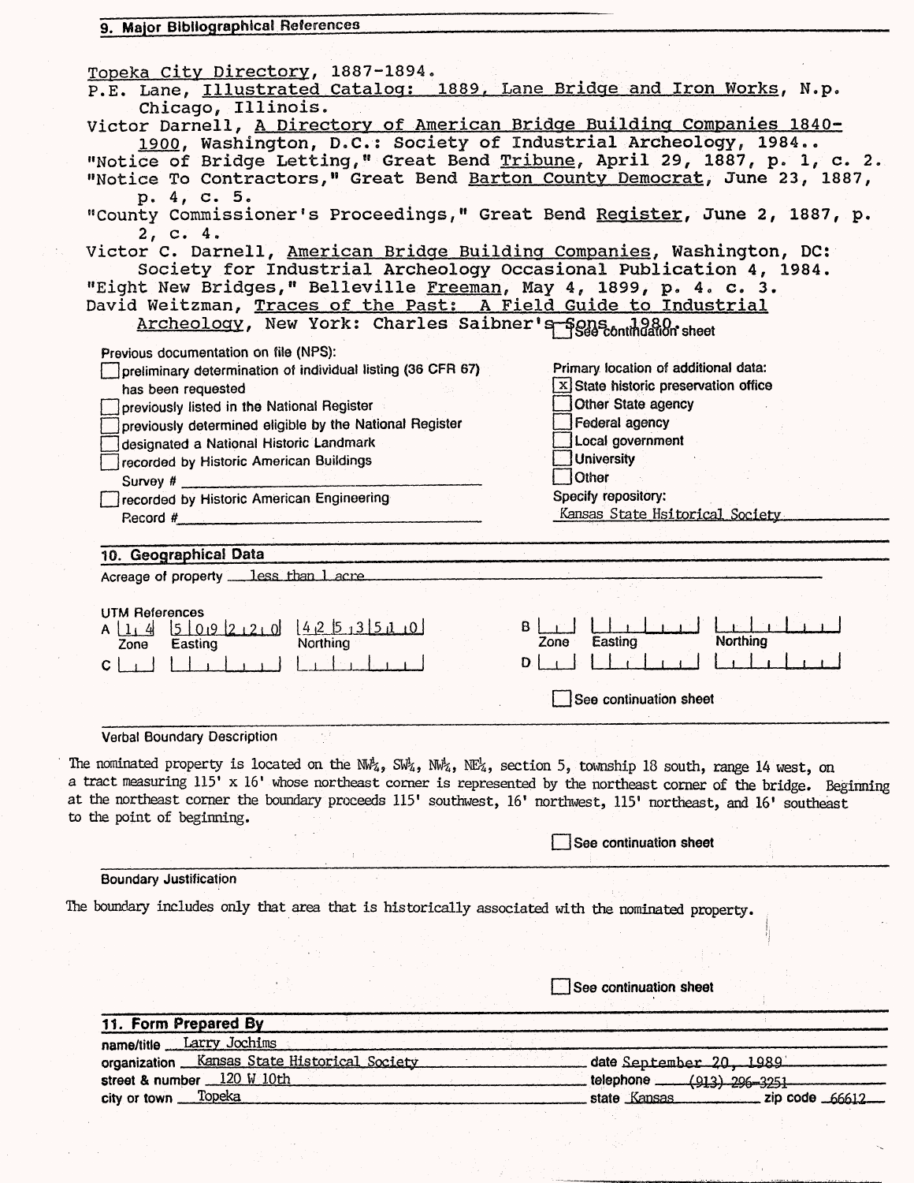## 9. Major Bibliographical References

Topeka City Directory, 1887-1894.
P.E. Lane, Illustrated Catalog: 1889, Lane Bridge and Iron Works, N.p. Chicago, Illinois.
Victor Darnell, A Directory of American Bridge Building Companies 1840-1900, Washington, D.C.: Society of Industrial Archeology, 1984..
"Notice of Bridge Letting," Great Bend Tribune, April 29, 1887, p. 1, c. 2.
"Notice To Contractors," Great Bend Barton County Democrat, June 23, 1887, p. 4, c. 5.
"County Commissioner's Proceedings," Great Bend Register, June 2, 1887, p. 2, c. 4.
Victor C. Darnell, American Bridge Building Companies, Washington, DC: Society for Industrial Archeology Occasional Publication 4, 1984.
"Eight New Bridges," Belleville Freeman, May 4, 1899, p. 4. c. 3.
David Weitzman, Traces of the Past: A Field Guide to Industrial Archeology, New York: Charles Saibner's Sons, 1980.

☐ See continuation sheet

Previous documentation on file (NPS):
☐ preliminary determination of individual listing (36 CFR 67) has been requested
☐ previously listed in the National Register
☐ previously determined eligible by the National Register
☐ designated a National Historic Landmark
☐ recorded by Historic American Buildings Survey # ____
☐ recorded by Historic American Engineering Record # ____

Primary location of additional data:
☒ State historic preservation office
☐ Other State agency
☐ Federal agency
☐ Local government
☐ University
☐ Other
Specify repository: Kansas State Hsitorical Society

## 10. Geographical Data

Acreage of property less than 1 acre

UTM References

| | Zone | Easting | Northing |
|---|---|---|---|
| A | 14 | 509220 | 4253510 |
| B | | | |
| C | | | |
| D | | | |

☐ See continuation sheet

Verbal Boundary Description

The nominated property is located on the NW¼, SW¼, NW¼, NE¼, section 5, township 18 south, range 14 west, on a tract measuring 115' x 16' whose northeast corner is represented by the northeast corner of the bridge. Beginning at the northeast corner the boundary proceeds 115' southwest, 16' northwest, 115' northeast, and 16' southeast to the point of beginning.

☐ See continuation sheet

Boundary Justification

The boundary includes only that area that is historically associated with the nominated property.

☐ See continuation sheet

## 11. Form Prepared By

name/title Larry Jochims
organization Kansas State Historical Society date September 20, 1989
street & number 120 W 10th telephone (913) 296-3251
city or town Topeka state Kansas zip code 66612